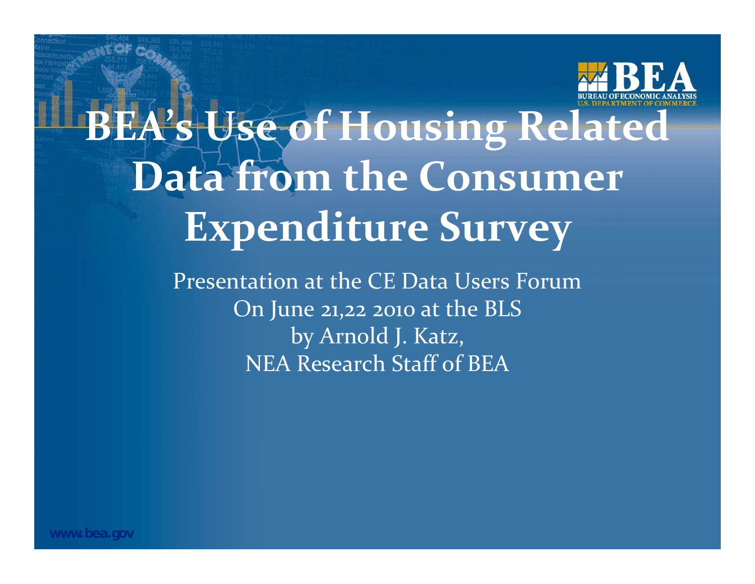# BEA's Use of Housing Related Data from the Consumer Expenditure Survey

Presentation at the CE Data Users Forum
On June 21,22 2010 at the BLS
by Arnold J. Katz,
NEA Research Staff of BEA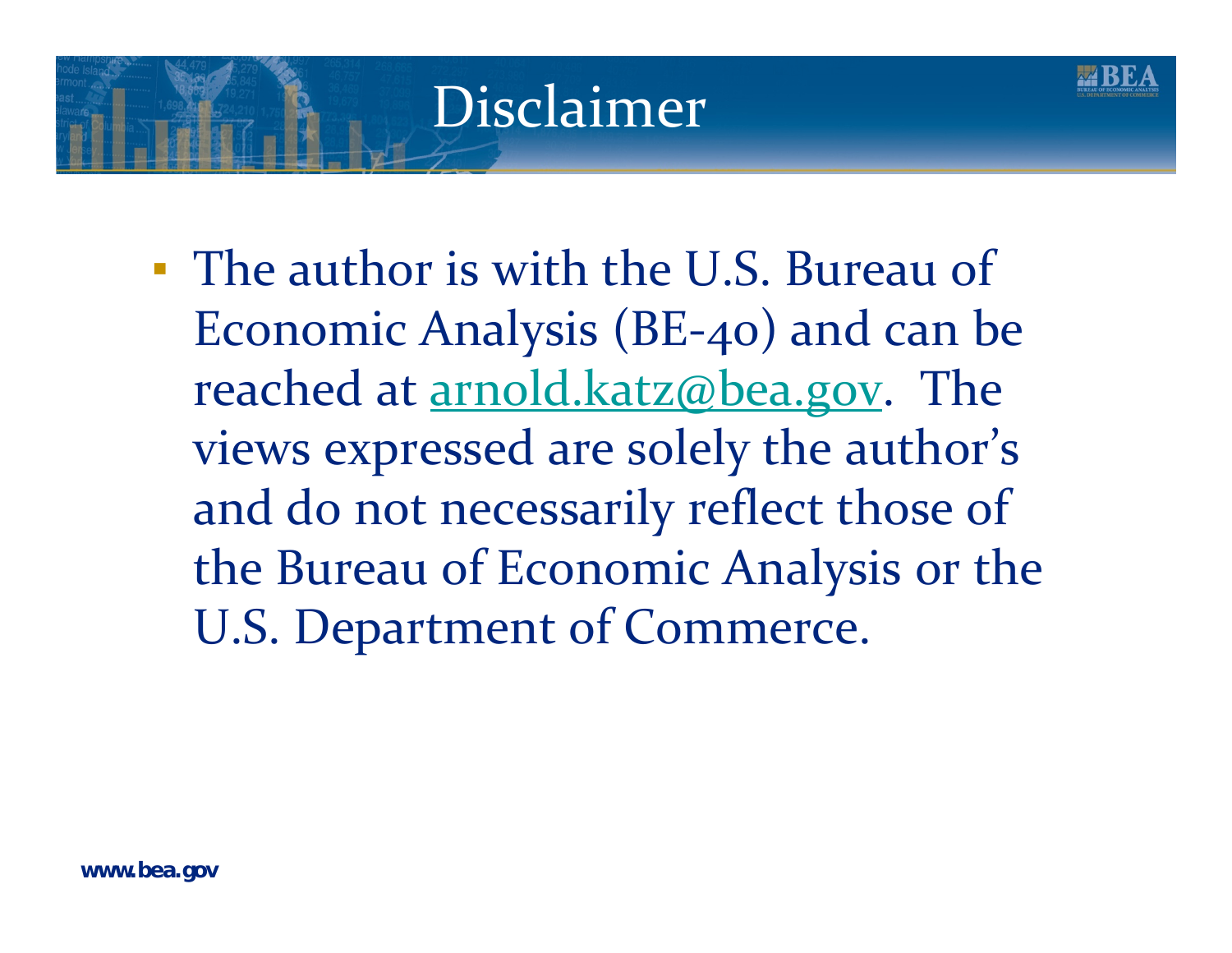# Disclaimer

- The author is with the U.S. Bureau of Economic Analysis (BE-40) and can be reached at arnold.katz@bea.gov. The views expressed are solely the author's and do not necessarily reflect those of the Bureau of Economic Analysis or the U.S. Department of Commerce.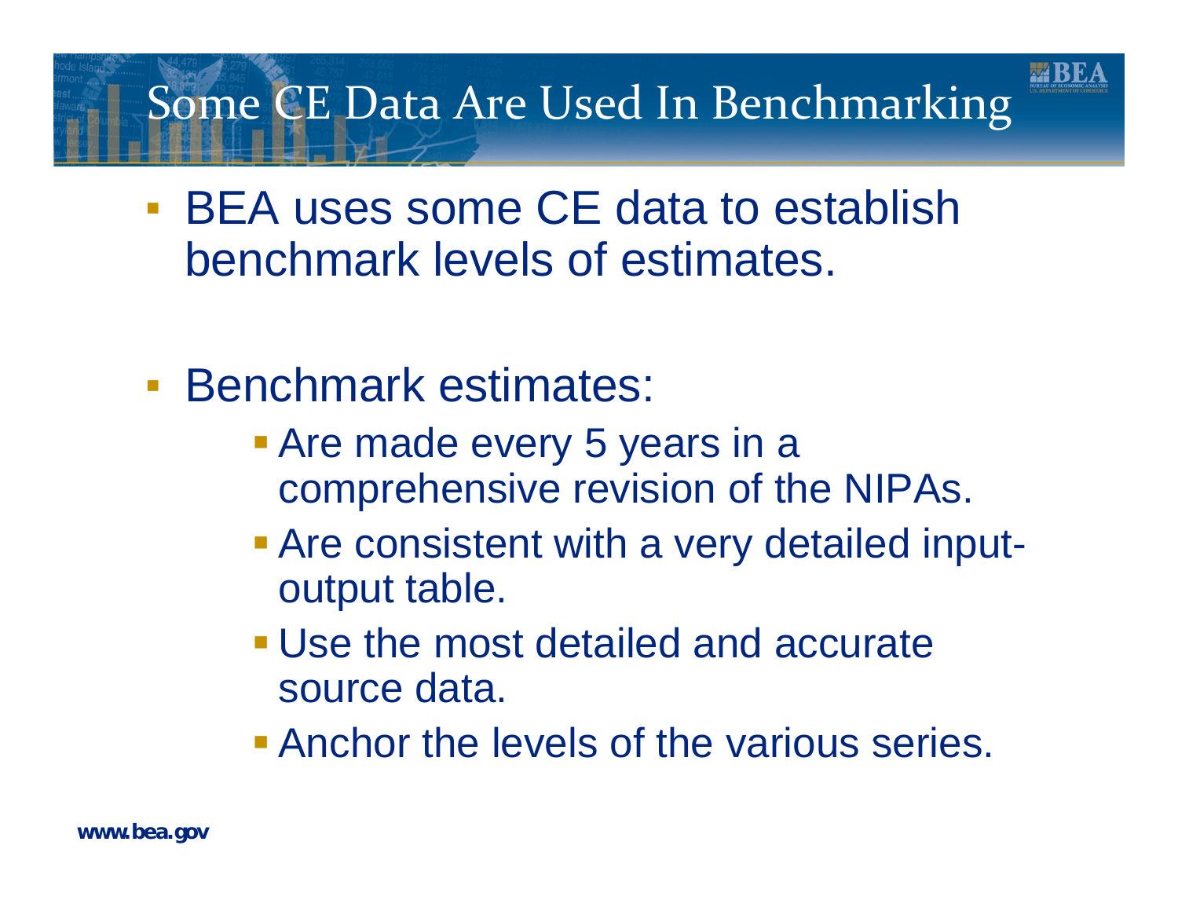# Some CE Data Are Used In Benchmarking

- BEA uses some CE data to establish benchmark levels of estimates.

- Benchmark estimates:
  - Are made every 5 years in a comprehensive revision of the NIPAs.
  - Are consistent with a very detailed input-output table.
  - Use the most detailed and accurate source data.
  - Anchor the levels of the various series.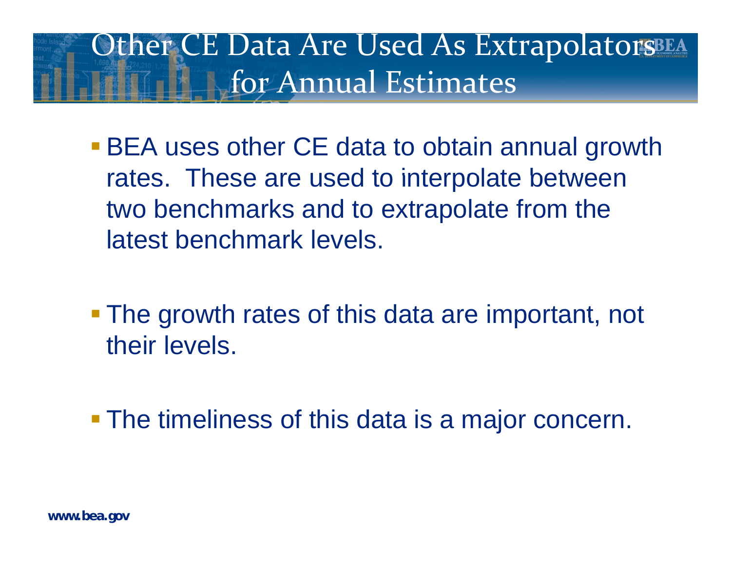# Other CE Data Are Used As Extrapolators for Annual Estimates

- BEA uses other CE data to obtain annual growth rates. These are used to interpolate between two benchmarks and to extrapolate from the latest benchmark levels.

- The growth rates of this data are important, not their levels.

- The timeliness of this data is a major concern.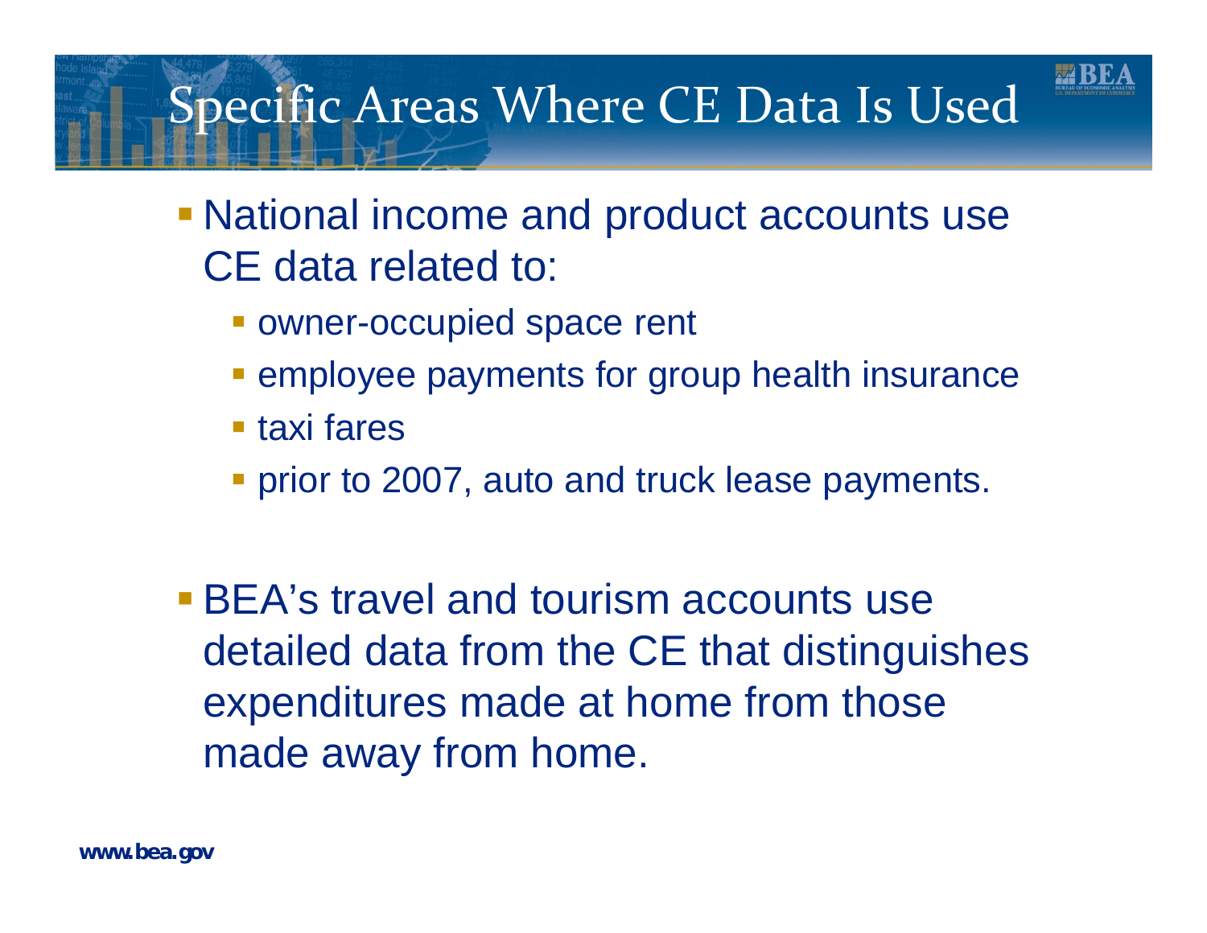# Specific Areas Where CE Data Is Used

- National income and product accounts use CE data related to:
  - owner-occupied space rent
  - employee payments for group health insurance
  - taxi fares
  - prior to 2007, auto and truck lease payments.

- BEA's travel and tourism accounts use detailed data from the CE that distinguishes expenditures made at home from those made away from home.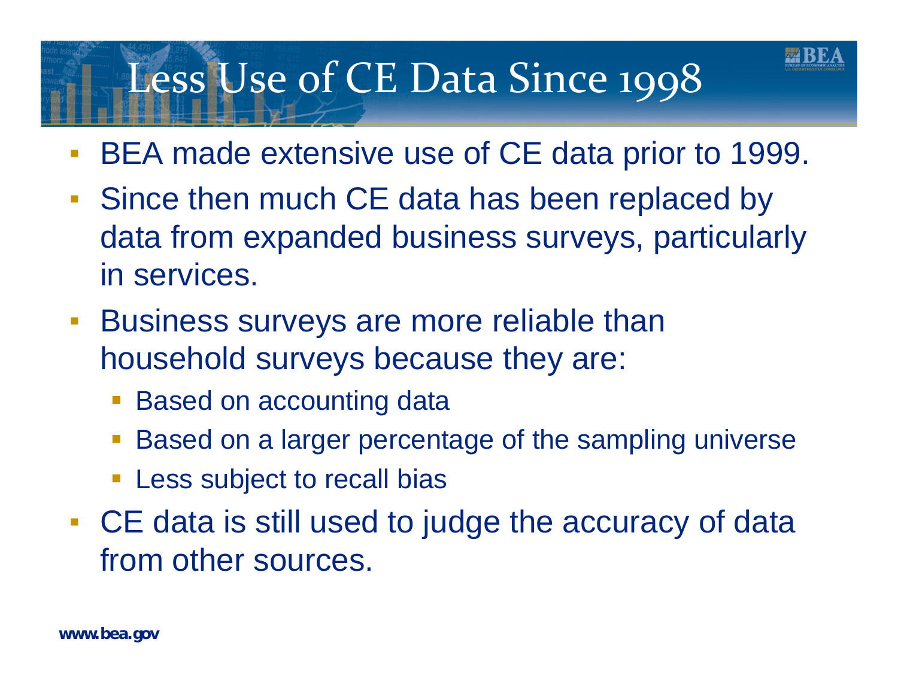# Less Use of CE Data Since 1998

- BEA made extensive use of CE data prior to 1999.
- Since then much CE data has been replaced by data from expanded business surveys, particularly in services.
- Business surveys are more reliable than household surveys because they are:
  - Based on accounting data
  - Based on a larger percentage of the sampling universe
  - Less subject to recall bias
- CE data is still used to judge the accuracy of data from other sources.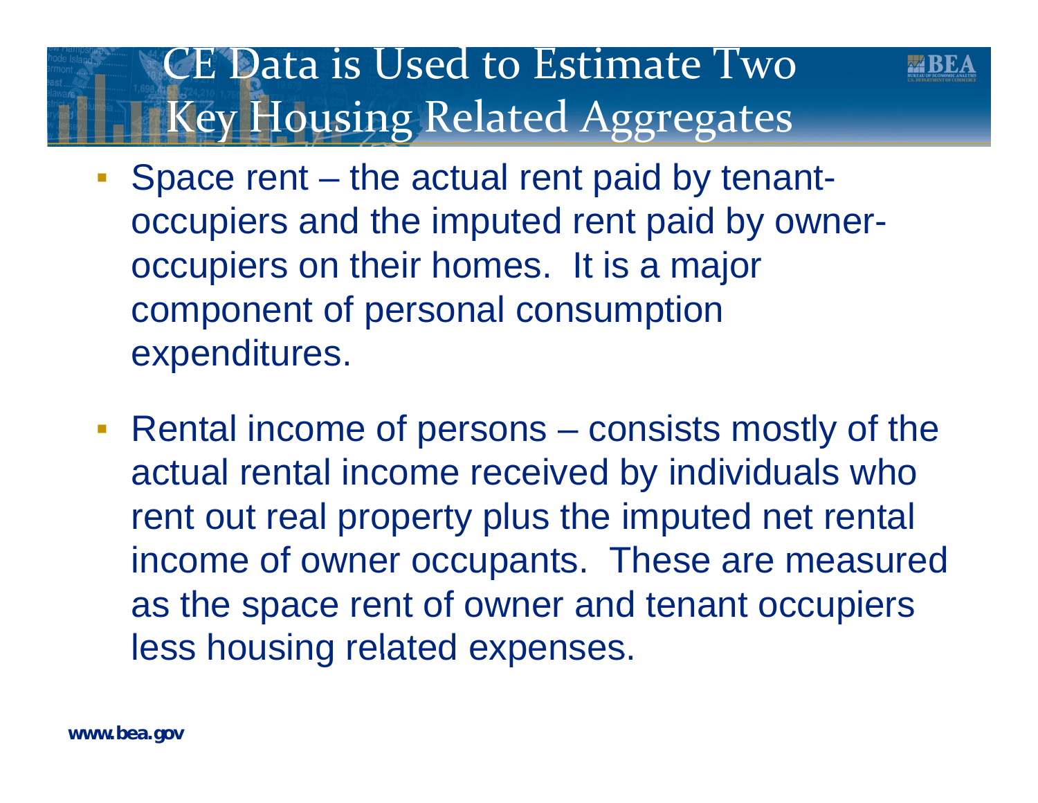# CE Data is Used to Estimate Two Key Housing Related Aggregates

- Space rent – the actual rent paid by tenant-occupiers and the imputed rent paid by owner-occupiers on their homes. It is a major component of personal consumption expenditures.

- Rental income of persons – consists mostly of the actual rental income received by individuals who rent out real property plus the imputed net rental income of owner occupants. These are measured as the space rent of owner and tenant occupiers less housing related expenses.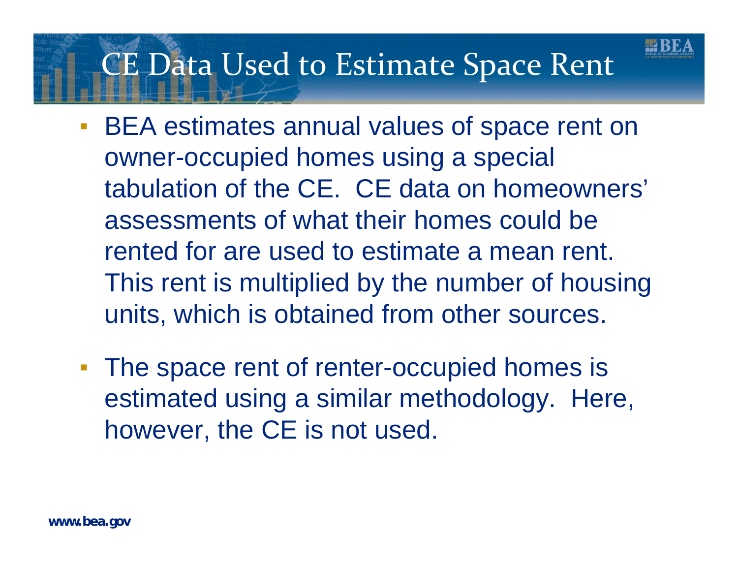# CE Data Used to Estimate Space Rent

- BEA estimates annual values of space rent on owner-occupied homes using a special tabulation of the CE. CE data on homeowners' assessments of what their homes could be rented for are used to estimate a mean rent. This rent is multiplied by the number of housing units, which is obtained from other sources.

- The space rent of renter-occupied homes is estimated using a similar methodology. Here, however, the CE is not used.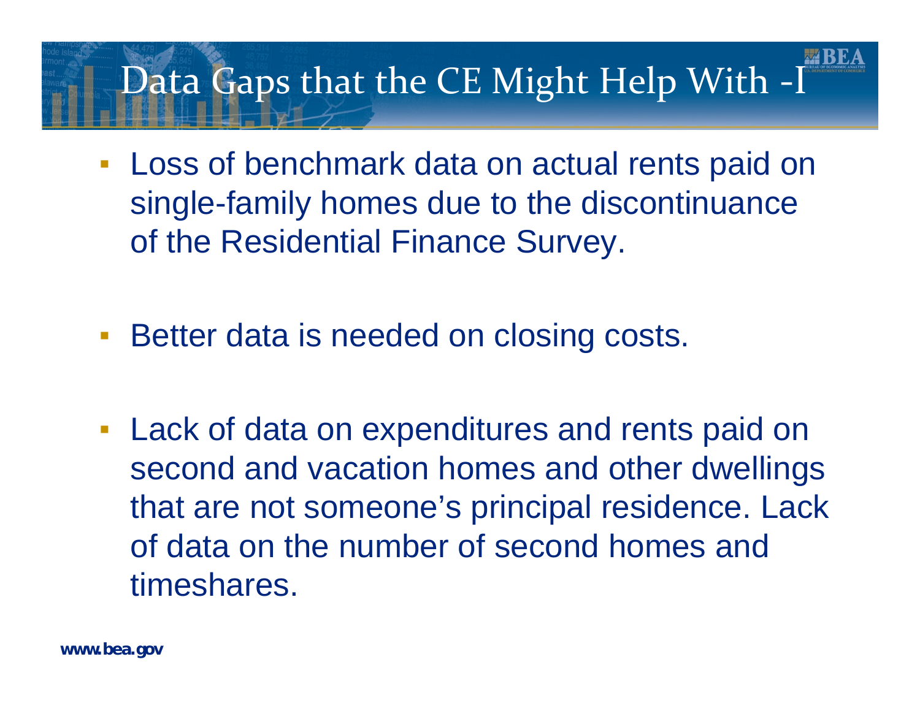# Data Gaps that the CE Might Help With -I

- Loss of benchmark data on actual rents paid on single-family homes due to the discontinuance of the Residential Finance Survey.

- Better data is needed on closing costs.

- Lack of data on expenditures and rents paid on second and vacation homes and other dwellings that are not someone's principal residence. Lack of data on the number of second homes and timeshares.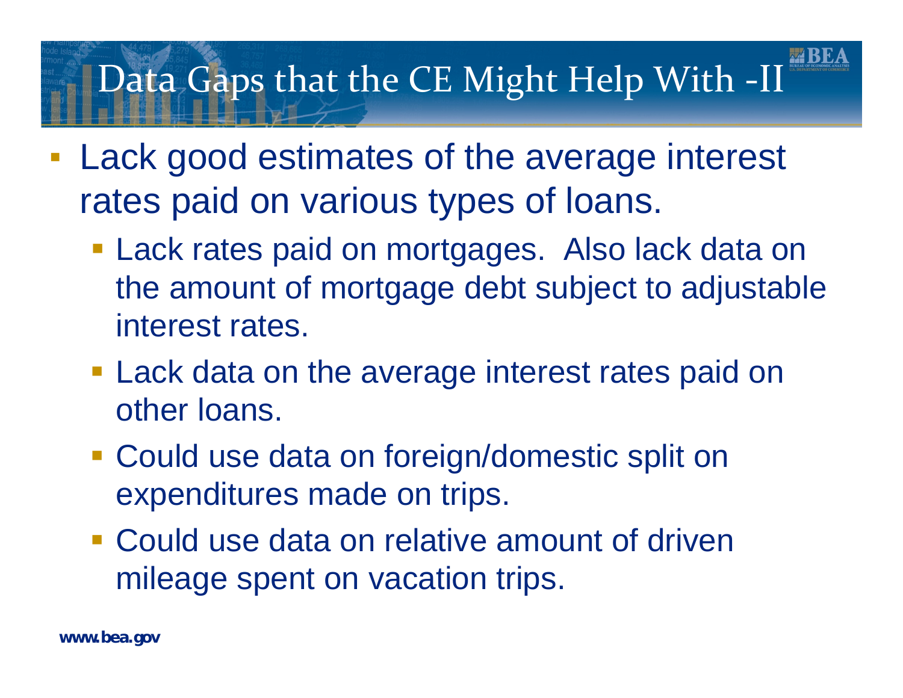# Data Gaps that the CE Might Help With -II

- Lack good estimates of the average interest rates paid on various types of loans.
  - Lack rates paid on mortgages. Also lack data on the amount of mortgage debt subject to adjustable interest rates.
  - Lack data on the average interest rates paid on other loans.
  - Could use data on foreign/domestic split on expenditures made on trips.
  - Could use data on relative amount of driven mileage spent on vacation trips.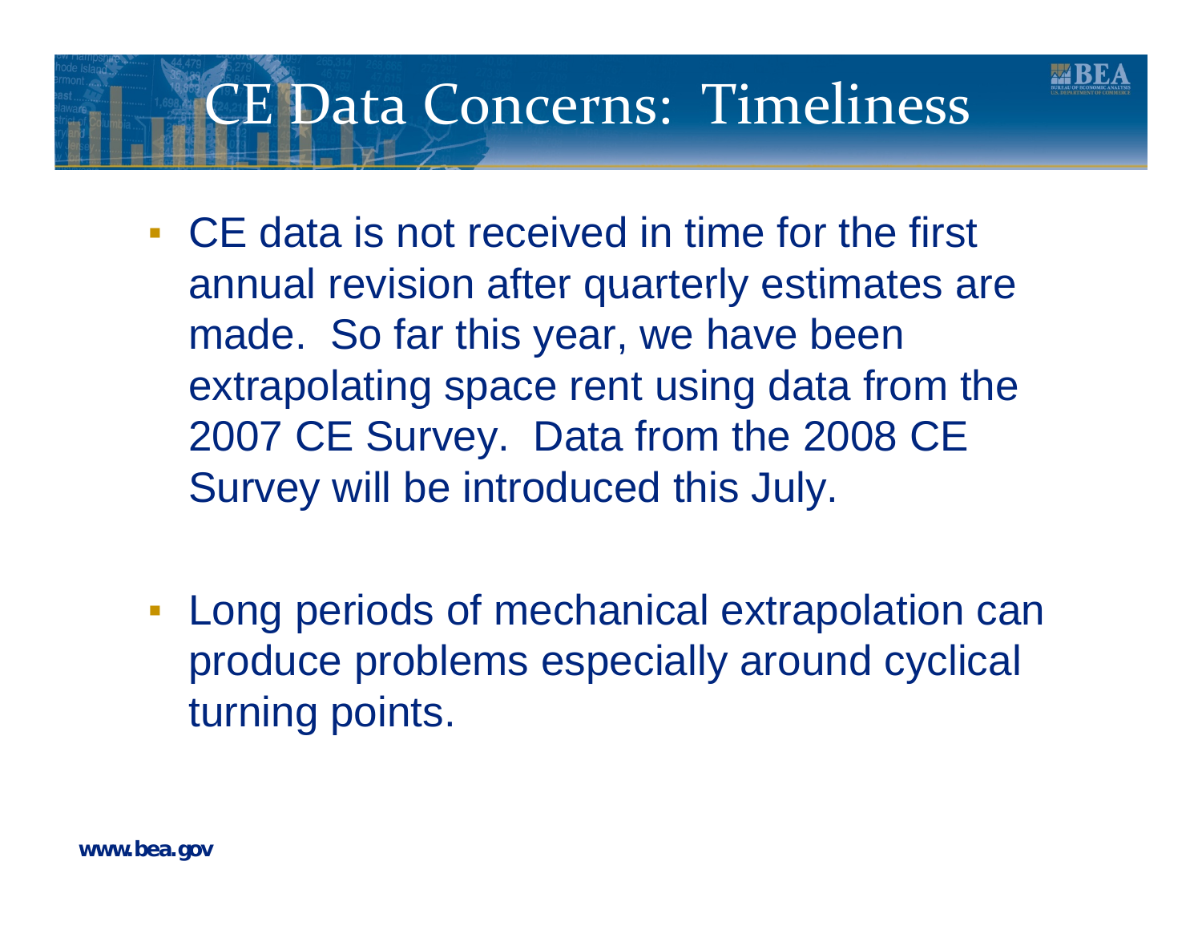# CE Data Concerns: Timeliness

- CE data is not received in time for the first annual revision after quarterly estimates are made. So far this year, we have been extrapolating space rent using data from the 2007 CE Survey. Data from the 2008 CE Survey will be introduced this July.

- Long periods of mechanical extrapolation can produce problems especially around cyclical turning points.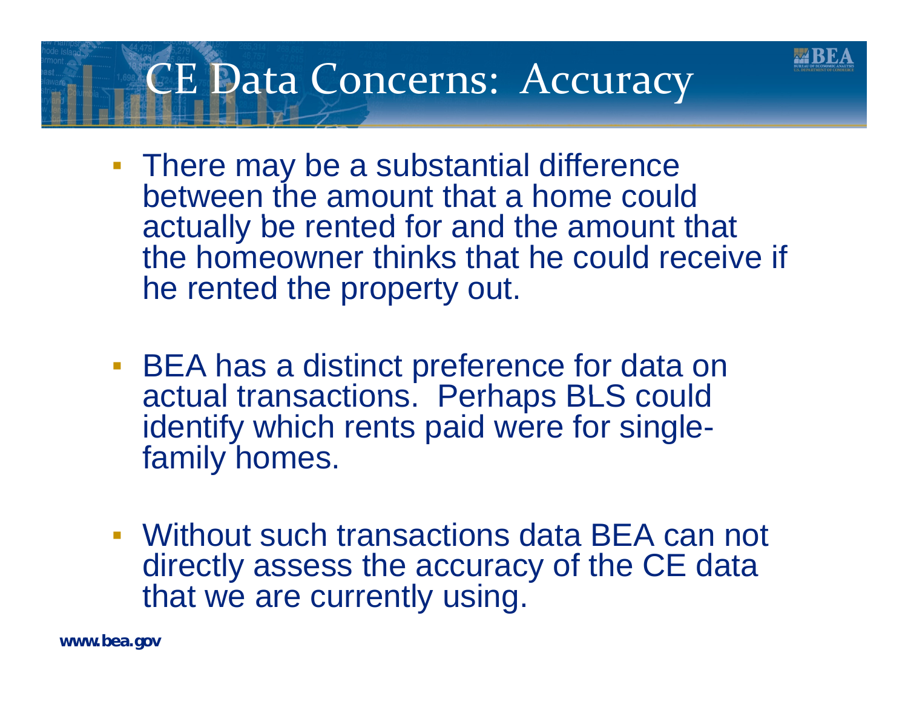# CE Data Concerns: Accuracy

- There may be a substantial difference between the amount that a home could actually be rented for and the amount that the homeowner thinks that he could receive if he rented the property out.
- BEA has a distinct preference for data on actual transactions. Perhaps BLS could identify which rents paid were for single-family homes.
- Without such transactions data BEA can not directly assess the accuracy of the CE data that we are currently using.